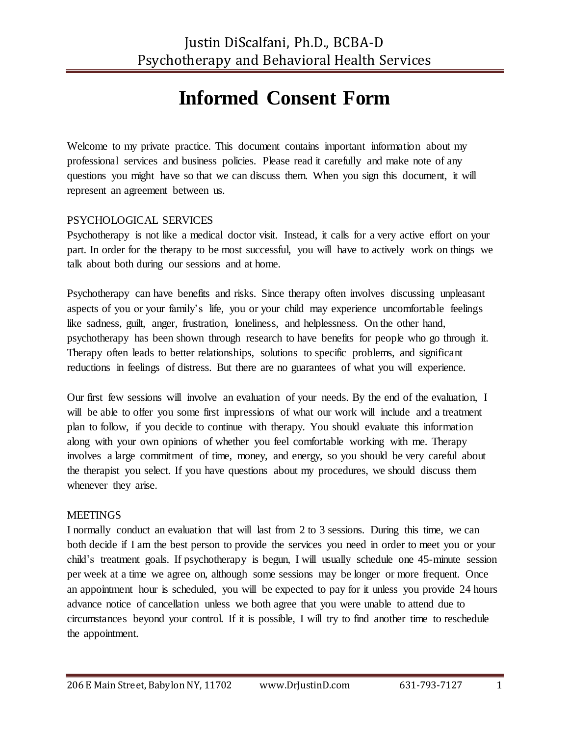Justin DiScalfani, Ph.D., BCBA-D
Psychotherapy and Behavioral Health Services

# Informed Consent Form

Welcome to my private practice. This document contains important information about my professional services and business policies. Please read it carefully and make note of any questions you might have so that we can discuss them. When you sign this document, it will represent an agreement between us.

## PSYCHOLOGICAL SERVICES

Psychotherapy is not like a medical doctor visit. Instead, it calls for a very active effort on your part. In order for the therapy to be most successful, you will have to actively work on things we talk about both during our sessions and at home.

Psychotherapy can have benefits and risks. Since therapy often involves discussing unpleasant aspects of you or your family's life, you or your child may experience uncomfortable feelings like sadness, guilt, anger, frustration, loneliness, and helplessness. On the other hand, psychotherapy has been shown through research to have benefits for people who go through it. Therapy often leads to better relationships, solutions to specific problems, and significant reductions in feelings of distress. But there are no guarantees of what you will experience.

Our first few sessions will involve an evaluation of your needs. By the end of the evaluation, I will be able to offer you some first impressions of what our work will include and a treatment plan to follow, if you decide to continue with therapy. You should evaluate this information along with your own opinions of whether you feel comfortable working with me. Therapy involves a large commitment of time, money, and energy, so you should be very careful about the therapist you select. If you have questions about my procedures, we should discuss them whenever they arise.

## MEETINGS

I normally conduct an evaluation that will last from 2 to 3 sessions. During this time, we can both decide if I am the best person to provide the services you need in order to meet you or your child's treatment goals. If psychotherapy is begun, I will usually schedule one 45-minute session per week at a time we agree on, although some sessions may be longer or more frequent. Once an appointment hour is scheduled, you will be expected to pay for it unless you provide 24 hours advance notice of cancellation unless we both agree that you were unable to attend due to circumstances beyond your control. If it is possible, I will try to find another time to reschedule the appointment.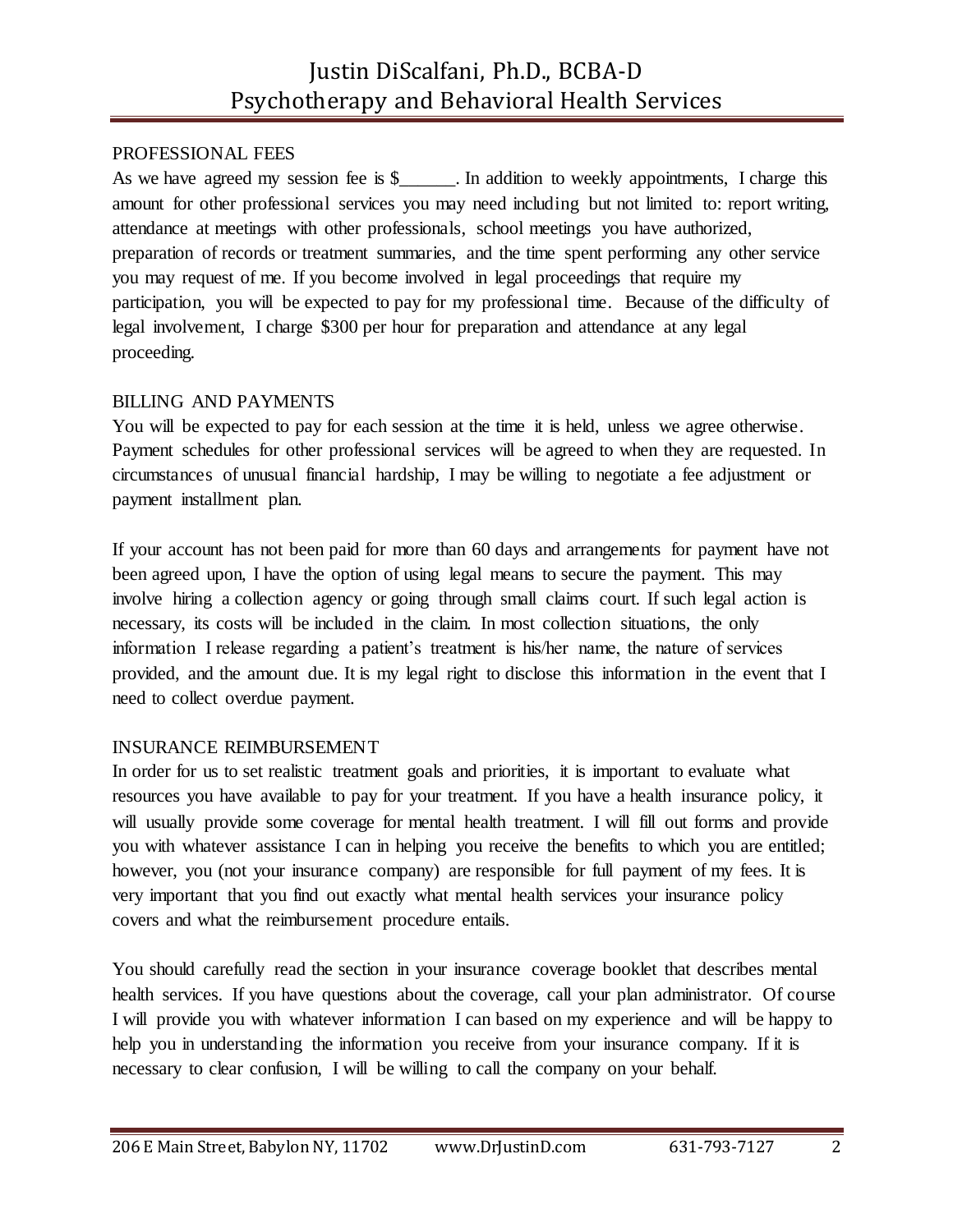## PROFESSIONAL FEES

As we have agreed my session fee is $______. In addition to weekly appointments, I charge this amount for other professional services you may need including but not limited to: report writing, attendance at meetings with other professionals, school meetings you have authorized, preparation of records or treatment summaries, and the time spent performing any other service you may request of me. If you become involved in legal proceedings that require my participation, you will be expected to pay for my professional time. Because of the difficulty of legal involvement, I charge $300 per hour for preparation and attendance at any legal proceeding.

## BILLING AND PAYMENTS

You will be expected to pay for each session at the time it is held, unless we agree otherwise. Payment schedules for other professional services will be agreed to when they are requested. In circumstances of unusual financial hardship, I may be willing to negotiate a fee adjustment or payment installment plan.

If your account has not been paid for more than 60 days and arrangements for payment have not been agreed upon, I have the option of using legal means to secure the payment. This may involve hiring a collection agency or going through small claims court. If such legal action is necessary, its costs will be included in the claim. In most collection situations, the only information I release regarding a patient's treatment is his/her name, the nature of services provided, and the amount due. It is my legal right to disclose this information in the event that I need to collect overdue payment.

## INSURANCE REIMBURSEMENT

In order for us to set realistic treatment goals and priorities, it is important to evaluate what resources you have available to pay for your treatment. If you have a health insurance policy, it will usually provide some coverage for mental health treatment. I will fill out forms and provide you with whatever assistance I can in helping you receive the benefits to which you are entitled; however, you (not your insurance company) are responsible for full payment of my fees. It is very important that you find out exactly what mental health services your insurance policy covers and what the reimbursement procedure entails.

You should carefully read the section in your insurance coverage booklet that describes mental health services. If you have questions about the coverage, call your plan administrator. Of course I will provide you with whatever information I can based on my experience and will be happy to help you in understanding the information you receive from your insurance company. If it is necessary to clear confusion, I will be willing to call the company on your behalf.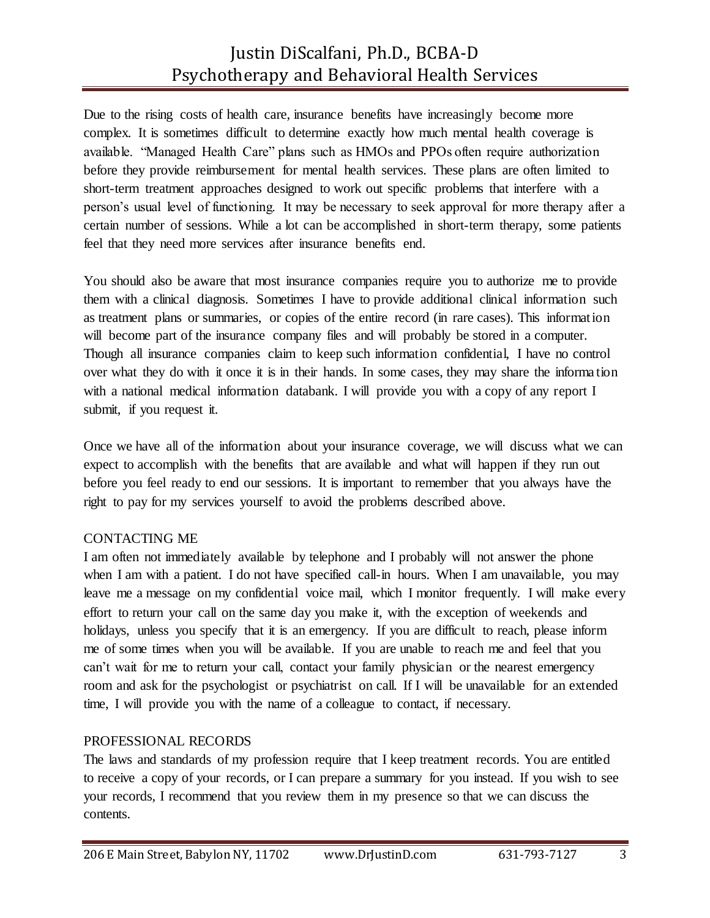Due to the rising costs of health care, insurance benefits have increasingly become more complex. It is sometimes difficult to determine exactly how much mental health coverage is available. "Managed Health Care" plans such as HMOs and PPOs often require authorization before they provide reimbursement for mental health services. These plans are often limited to short-term treatment approaches designed to work out specific problems that interfere with a person's usual level of functioning. It may be necessary to seek approval for more therapy after a certain number of sessions. While a lot can be accomplished in short-term therapy, some patients feel that they need more services after insurance benefits end.

You should also be aware that most insurance companies require you to authorize me to provide them with a clinical diagnosis. Sometimes I have to provide additional clinical information such as treatment plans or summaries, or copies of the entire record (in rare cases). This information will become part of the insurance company files and will probably be stored in a computer. Though all insurance companies claim to keep such information confidential, I have no control over what they do with it once it is in their hands. In some cases, they may share the information with a national medical information databank. I will provide you with a copy of any report I submit, if you request it.

Once we have all of the information about your insurance coverage, we will discuss what we can expect to accomplish with the benefits that are available and what will happen if they run out before you feel ready to end our sessions. It is important to remember that you always have the right to pay for my services yourself to avoid the problems described above.

## CONTACTING ME

I am often not immediately available by telephone and I probably will not answer the phone when I am with a patient. I do not have specified call-in hours. When I am unavailable, you may leave me a message on my confidential voice mail, which I monitor frequently. I will make every effort to return your call on the same day you make it, with the exception of weekends and holidays, unless you specify that it is an emergency. If you are difficult to reach, please inform me of some times when you will be available. If you are unable to reach me and feel that you can't wait for me to return your call, contact your family physician or the nearest emergency room and ask for the psychologist or psychiatrist on call. If I will be unavailable for an extended time, I will provide you with the name of a colleague to contact, if necessary.

## PROFESSIONAL RECORDS

The laws and standards of my profession require that I keep treatment records. You are entitled to receive a copy of your records, or I can prepare a summary for you instead. If you wish to see your records, I recommend that you review them in my presence so that we can discuss the contents.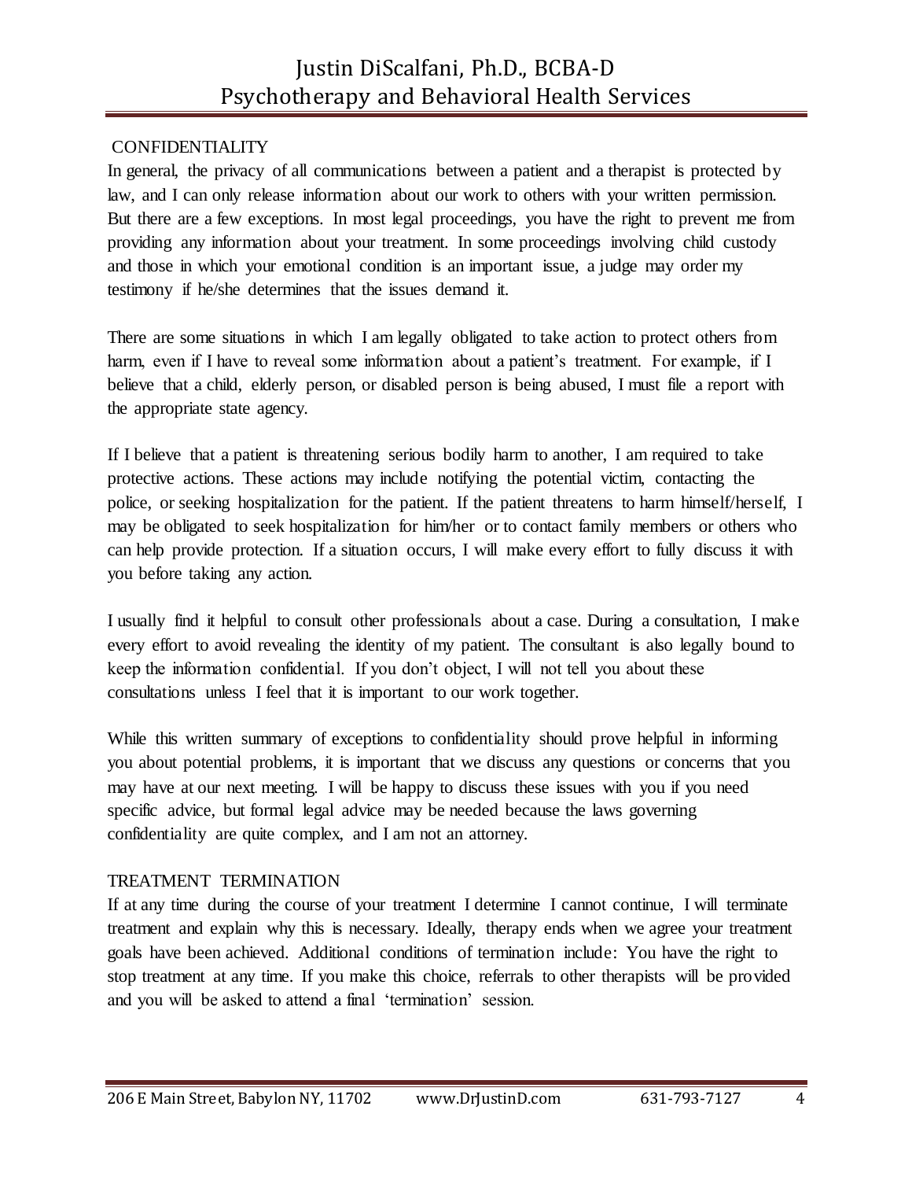## CONFIDENTIALITY

In general, the privacy of all communications between a patient and a therapist is protected by law, and I can only release information about our work to others with your written permission. But there are a few exceptions. In most legal proceedings, you have the right to prevent me from providing any information about your treatment. In some proceedings involving child custody and those in which your emotional condition is an important issue, a judge may order my testimony if he/she determines that the issues demand it.

There are some situations in which I am legally obligated to take action to protect others from harm, even if I have to reveal some information about a patient's treatment. For example, if I believe that a child, elderly person, or disabled person is being abused, I must file a report with the appropriate state agency.

If I believe that a patient is threatening serious bodily harm to another, I am required to take protective actions. These actions may include notifying the potential victim, contacting the police, or seeking hospitalization for the patient. If the patient threatens to harm himself/herself, I may be obligated to seek hospitalization for him/her or to contact family members or others who can help provide protection. If a situation occurs, I will make every effort to fully discuss it with you before taking any action.

I usually find it helpful to consult other professionals about a case. During a consultation, I make every effort to avoid revealing the identity of my patient. The consultant is also legally bound to keep the information confidential. If you don't object, I will not tell you about these consultations unless I feel that it is important to our work together.

While this written summary of exceptions to confidentiality should prove helpful in informing you about potential problems, it is important that we discuss any questions or concerns that you may have at our next meeting. I will be happy to discuss these issues with you if you need specific advice, but formal legal advice may be needed because the laws governing confidentiality are quite complex, and I am not an attorney.

## TREATMENT TERMINATION

If at any time during the course of your treatment I determine I cannot continue, I will terminate treatment and explain why this is necessary. Ideally, therapy ends when we agree your treatment goals have been achieved. Additional conditions of termination include: You have the right to stop treatment at any time. If you make this choice, referrals to other therapists will be provided and you will be asked to attend a final 'termination' session.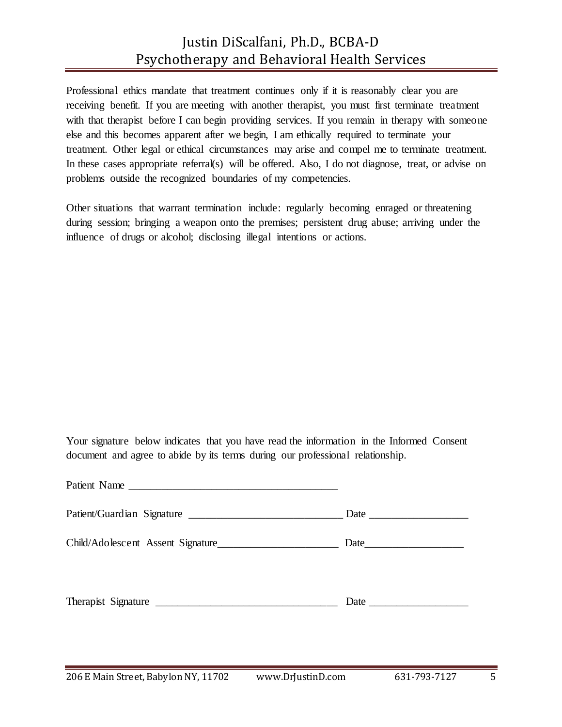Professional ethics mandate that treatment continues only if it is reasonably clear you are receiving benefit. If you are meeting with another therapist, you must first terminate treatment with that therapist before I can begin providing services. If you remain in therapy with someone else and this becomes apparent after we begin, I am ethically required to terminate your treatment. Other legal or ethical circumstances may arise and compel me to terminate treatment. In these cases appropriate referral(s) will be offered. Also, I do not diagnose, treat, or advise on problems outside the recognized boundaries of my competencies.

Other situations that warrant termination include: regularly becoming enraged or threatening during session; bringing a weapon onto the premises; persistent drug abuse; arriving under the influence of drugs or alcohol; disclosing illegal intentions or actions.

Your signature below indicates that you have read the information in the Informed Consent document and agree to abide by its terms during our professional relationship.

Patient Name _______________________________________

Patient/Guardian Signature ____________________________ Date __________________

Child/Adolescent Assent Signature______________________ Date__________________

Therapist Signature _________________________________ Date __________________